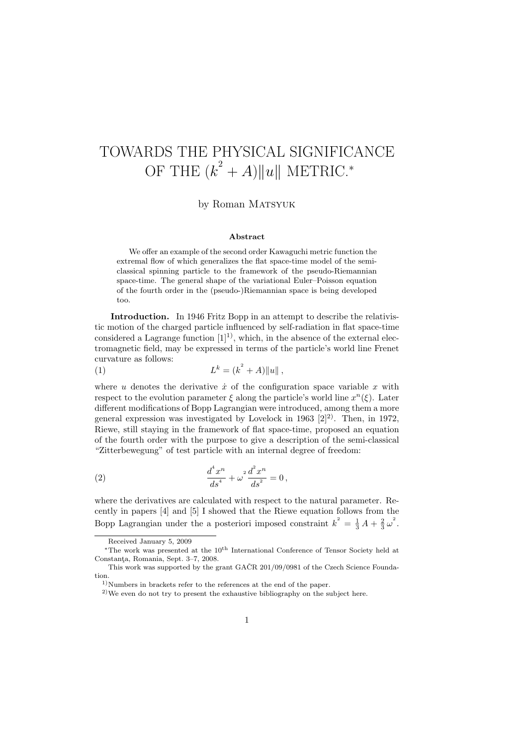# TOWARDS THE PHYSICAL SIGNIFICANCE OF THE $(k^2 + A)\|u\|$ METRIC.*

by Roman Matsyuk

**Abstract**

We offer an example of the second order Kawaguchi metric function the extremal flow of which generalizes the flat space-time model of the semi-classical spinning particle to the framework of the pseudo-Riemannian space-time. The general shape of the variational Euler–Poisson equation of the fourth order in the (pseudo-)Riemannian space is being developed too.

**Introduction.** In 1946 Fritz Bopp in an attempt to describe the relativistic motion of the charged particle influenced by self-radiation in flat space-time considered a Lagrange function [1][1)], which, in the absence of the external electromagnetic field, may be expressed in terms of the particle's world line Frenet curvature as follows:

$$L^k = (k^2 + A)\|u\| \,, \tag{1}$$

where $u$ denotes the derivative $\dot{x}$ of the configuration space variable $x$ with respect to the evolution parameter $\xi$ along the particle's world line $x^n(\xi)$. Later different modifications of Bopp Lagrangian were introduced, among them a more general expression was investigated by Lovelock in 1963 [2][2)]. Then, in 1972, Riewe, still staying in the framework of flat space-time, proposed an equation of the fourth order with the purpose to give a description of the semi-classical "Zitterbewegung" of test particle with an internal degree of freedom:

$$\frac{d^4 x^n}{ds^4} + \omega^2 \frac{d^2 x^n}{ds^2} = 0 \,, \tag{2}$$

where the derivatives are calculated with respect to the natural parameter. Recently in papers [4] and [5] I showed that the Riewe equation follows from the Bopp Lagrangian under the a posteriori imposed constraint $k^2 = \frac{1}{3}A + \frac{2}{3}\omega^2$.

---

Received January 5, 2009

*The work was presented at the 10th International Conference of Tensor Society held at Constanţa, Romania, Sept. 3–7, 2008.

This work was supported by the grant GAČR 201/09/0981 of the Czech Science Foundation.

1) Numbers in brackets refer to the references at the end of the paper.

2) We even do not try to present the exhaustive bibliography on the subject here.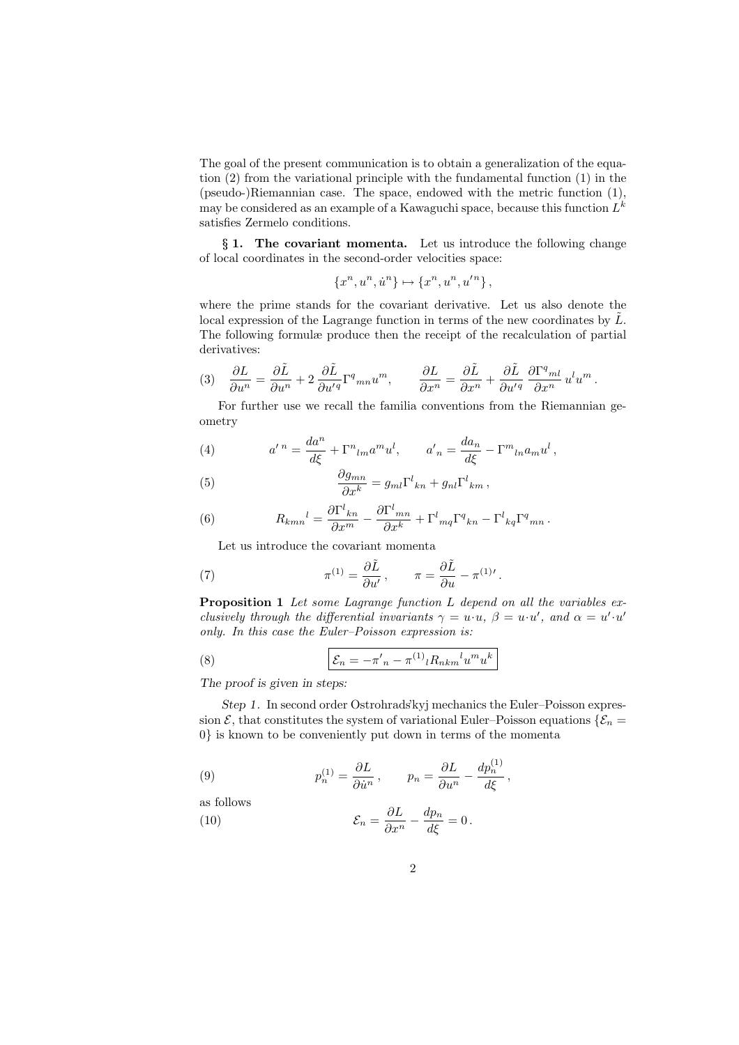The goal of the present communication is to obtain a generalization of the equation (2) from the variational principle with the fundamental function (1) in the (pseudo-)Riemannian case. The space, endowed with the metric function (1), may be considered as an example of a Kawaguchi space, because this function $L^k$ satisfies Zermelo conditions.

**§ 1. The covariant momenta.** Let us introduce the following change of local coordinates in the second-order velocities space:

$$\{x^n, u^n, \dot{u}^n\} \mapsto \{x^n, u^n, u'^n\},$$

where the prime stands for the covariant derivative. Let us also denote the local expression of the Lagrange function in terms of the new coordinates by $\tilde{L}$. The following formulæ produce then the receipt of the recalculation of partial derivatives:

$$(3) \quad \frac{\partial L}{\partial u^n} = \frac{\partial \tilde{L}}{\partial u^n} + 2\,\frac{\partial \tilde{L}}{\partial u'^q}\Gamma^q{}_{mn}u^m, \qquad \frac{\partial L}{\partial x^n} = \frac{\partial \tilde{L}}{\partial x^n} + \frac{\partial \tilde{L}}{\partial u'^q}\,\frac{\partial \Gamma^q{}_{ml}}{\partial x^n}\,u^l u^m\,.$$

For further use we recall the familia conventions from the Riemannian geometry

$$(4) \qquad a'^{\,n} = \frac{da^n}{d\xi} + \Gamma^n{}_{lm}a^m u^l, \qquad a'_n = \frac{da_n}{d\xi} - \Gamma^m{}_{ln}a_m u^l\,,$$

$$(5) \qquad \frac{\partial g_{mn}}{\partial x^k} = g_{ml}\Gamma^l{}_{kn} + g_{nl}\Gamma^l{}_{km}\,,$$

$$(6) \qquad R_{kmn}{}^l = \frac{\partial \Gamma^l{}_{kn}}{\partial x^m} - \frac{\partial \Gamma^l{}_{mn}}{\partial x^k} + \Gamma^l{}_{mq}\Gamma^q{}_{kn} - \Gamma^l{}_{kq}\Gamma^q{}_{mn}\,.$$

Let us introduce the covariant momenta

$$(7) \qquad \pi^{(1)} = \frac{\partial \tilde{L}}{\partial u'}\,, \qquad \pi = \frac{\partial \tilde{L}}{\partial u} - \pi^{(1)\prime}\,.$$

**Proposition 1** *Let some Lagrange function $L$ depend on all the variables exclusively through the differential invariants $\gamma = u{\cdot}u$, $\beta = u{\cdot}u'$, and $\alpha = u'{\cdot}u'$ only. In this case the Euler–Poisson expression is:*

$$(8) \qquad \boxed{\mathcal{E}_n = -\pi'{}_n - \pi^{(1)}{}_l R_{nkm}{}^l u^m u^k}$$

*The proof is given in steps:*

*Step 1.* In second order Ostrohrads'kyj mechanics the Euler–Poisson expression $\mathcal{E}$, that constitutes the system of variational Euler–Poisson equations $\{\mathcal{E}_n = 0\}$ is known to be conveniently put down in terms of the momenta

$$(9) \qquad p^{(1)}_n = \frac{\partial L}{\partial \dot{u}^n}\,, \qquad p_n = \frac{\partial L}{\partial u^n} - \frac{dp^{(1)}_n}{d\xi}\,,$$

as follows

$$(10) \qquad \mathcal{E}_n = \frac{\partial L}{\partial x^n} - \frac{dp_n}{d\xi} = 0\,.$$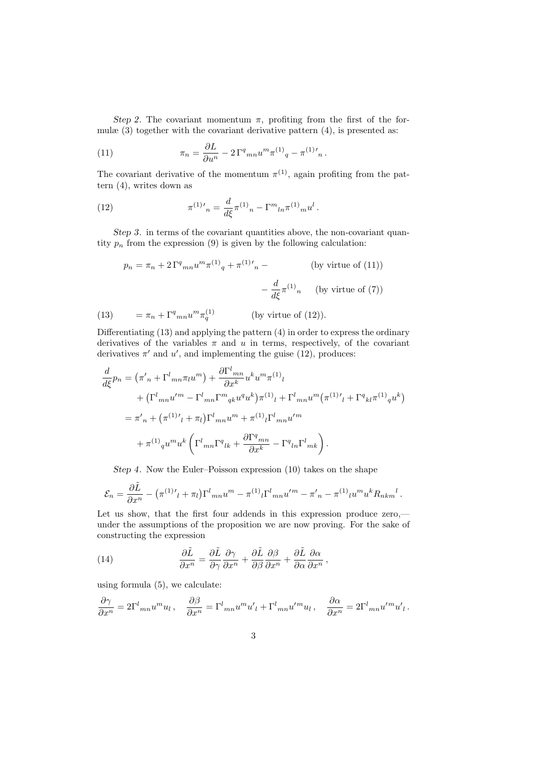*Step 2.* The covariant momentum $\pi$, profiting from the first of the formulæ (3) together with the covariant derivative pattern (4), is presented as:

$$\pi_n = \frac{\partial L}{\partial u^n} - 2\,\Gamma^q{}_{mn} u^m \pi^{(1)}{}_q - \pi^{(1)\prime}{}_n \,. \tag{11}$$

The covariant derivative of the momentum $\pi^{(1)}$, again profiting from the pattern (4), writes down as

$$\pi^{(1)\prime}{}_n = \frac{d}{d\xi}\pi^{(1)}{}_n - \Gamma^m{}_{ln}\pi^{(1)}{}_m u^l \,. \tag{12}$$

*Step 3.* in terms of the covariant quantities above, the non-covariant quantity $p_n$ from the expression (9) is given by the following calculation:

$$\begin{aligned}
p_n &= \pi_n + 2\,\Gamma^q{}_{mn} u^m \pi^{(1)}{}_q + \pi^{(1)\prime}{}_n - \qquad \text{(by virtue of (11))} \\
&\qquad - \frac{d}{d\xi}\pi^{(1)}{}_n \qquad \text{(by virtue of (7))} \\
&= \pi_n + \Gamma^q{}_{mn} u^m \pi^{(1)}_q \qquad \text{(by virtue of (12)).}
\end{aligned} \tag{13}$$

Differentiating (13) and applying the pattern (4) in order to express the ordinary derivatives of the variables $\pi$ and $u$ in terms, respectively, of the covariant derivatives $\pi'$ and $u'$, and implementing the guise (12), produces:

$$\begin{aligned}
\frac{d}{d\xi} p_n &= \left(\pi'{}_n + \Gamma^l{}_{mn}\pi_l u^m\right) + \frac{\partial \Gamma^l{}_{mn}}{\partial x^k} u^k u^m \pi^{(1)}{}_l \\
&\quad + \left(\Gamma^l{}_{mn} u'^m - \Gamma^l{}_{mn}\Gamma^m{}_{qk} u^q u^k\right)\pi^{(1)}{}_l + \Gamma^l{}_{mn} u^m \left(\pi^{(1)\prime}{}_l + \Gamma^q{}_{kl}\pi^{(1)}{}_q u^k\right) \\
&= \pi'{}_n + \left(\pi^{(1)\prime}{}_l + \pi_l\right)\Gamma^l{}_{mn} u^m + \pi^{(1)}{}_l \Gamma^l{}_{mn} u'^m \\
&\quad + \pi^{(1)}{}_q u^m u^k \left(\Gamma^l{}_{mn}\Gamma^q{}_{lk} + \frac{\partial \Gamma^q{}_{mn}}{\partial x^k} - \Gamma^q{}_{ln}\Gamma^l{}_{mk}\right).
\end{aligned}$$

*Step 4.* Now the Euler–Poisson expression (10) takes on the shape

$$\mathcal{E}_n = \frac{\partial \tilde{L}}{\partial x^n} - \left(\pi^{(1)\prime}{}_l + \pi_l\right)\Gamma^l{}_{mn} u^m - \pi^{(1)}{}_l \Gamma^l{}_{mn} u'^m - \pi'{}_n - \pi^{(1)}{}_l u^m u^k R_{nkm}{}^l \,.$$

Let us show, that the first four addends in this expression produce zero,— under the assumptions of the proposition we are now proving. For the sake of constructing the expression

$$\frac{\partial \tilde{L}}{\partial x^n} = \frac{\partial \tilde{L}}{\partial \gamma}\frac{\partial \gamma}{\partial x^n} + \frac{\partial \tilde{L}}{\partial \beta}\frac{\partial \beta}{\partial x^n} + \frac{\partial \tilde{L}}{\partial \alpha}\frac{\partial \alpha}{\partial x^n} \,, \tag{14}$$

using formula (5), we calculate:

$$\frac{\partial \gamma}{\partial x^n} = 2\Gamma^l{}_{mn} u^m u_l \,, \quad \frac{\partial \beta}{\partial x^n} = \Gamma^l{}_{mn} u^m u'{}_l + \Gamma^l{}_{mn} u'^m u_l \,, \quad \frac{\partial \alpha}{\partial x^n} = 2\Gamma^l{}_{mn} u'^m u'{}_l \,.$$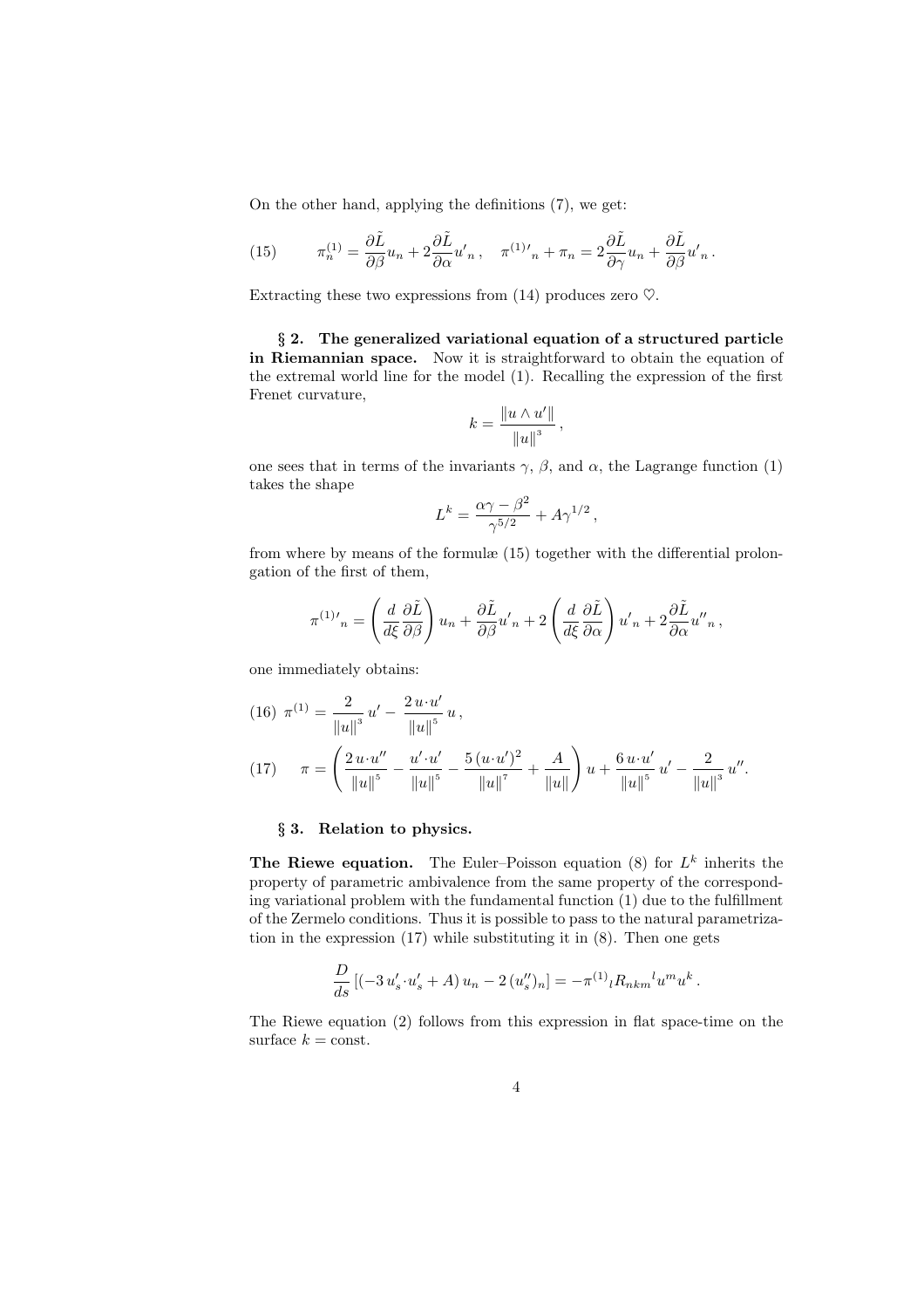On the other hand, applying the definitions (7), we get:

$$
\pi^{(1)}_n = \frac{\partial \tilde{L}}{\partial \beta} u_n + 2\frac{\partial \tilde{L}}{\partial \alpha} {u'}_n \,, \quad {\pi^{(1)}}'_n + \pi_n = 2\frac{\partial \tilde{L}}{\partial \gamma} u_n + \frac{\partial \tilde{L}}{\partial \beta} {u'}_n \,. \tag{15}
$$

Extracting these two expressions from (14) produces zero ♡.

**§ 2. The generalized variational equation of a structured particle in Riemannian space.** Now it is straightforward to obtain the equation of the extremal world line for the model (1). Recalling the expression of the first Frenet curvature,

$$
k = \frac{\|u \wedge u'\|}{\|u\|^3} \,,
$$

one sees that in terms of the invariants $\gamma$, $\beta$, and $\alpha$, the Lagrange function (1) takes the shape

$$
L^k = \frac{\alpha\gamma - \beta^2}{\gamma^{5/2}} + A\gamma^{1/2} \,,
$$

from where by means of the formulæ (15) together with the differential prolongation of the first of them,

$$
{\pi^{(1)}}'_n = \left( \frac{d}{d\xi} \frac{\partial \tilde{L}}{\partial \beta} \right) u_n + \frac{\partial \tilde{L}}{\partial \beta} {u'}_n + 2 \left( \frac{d}{d\xi} \frac{\partial \tilde{L}}{\partial \alpha} \right) {u'}_n + 2\frac{\partial \tilde{L}}{\partial \alpha} {u''}_n \,,
$$

one immediately obtains:

$$
\pi^{(1)} = \frac{2}{\|u\|^3}\, u' - \frac{2\, u \cdot u'}{\|u\|^5}\, u \,, \tag{16}
$$

$$
\pi = \left( \frac{2\, u \cdot u''}{\|u\|^5} - \frac{u' \cdot u'}{\|u\|^5} - \frac{5\, (u \cdot u')^2}{\|u\|^7} + \frac{A}{\|u\|} \right) u + \frac{6\, u \cdot u'}{\|u\|^5}\, u' - \frac{2}{\|u\|^3}\, u''. \tag{17}
$$

**§ 3. Relation to physics.**

**The Riewe equation.** The Euler–Poisson equation (8) for $L^k$ inherits the property of parametric ambivalence from the same property of the corresponding variational problem with the fundamental function (1) due to the fulfillment of the Zermelo conditions. Thus it is possible to pass to the natural parametrization in the expression (17) while substituting it in (8). Then one gets

$$
\frac{D}{ds} \left[ (-3\, u'_s \cdot u'_s + A)\, u_n - 2\, (u''_s)_n \right] = -{\pi^{(1)}}_l R_{nkm}{}^l u^m u^k \,.
$$

The Riewe equation (2) follows from this expression in flat space-time on the surface $k = \text{const}$.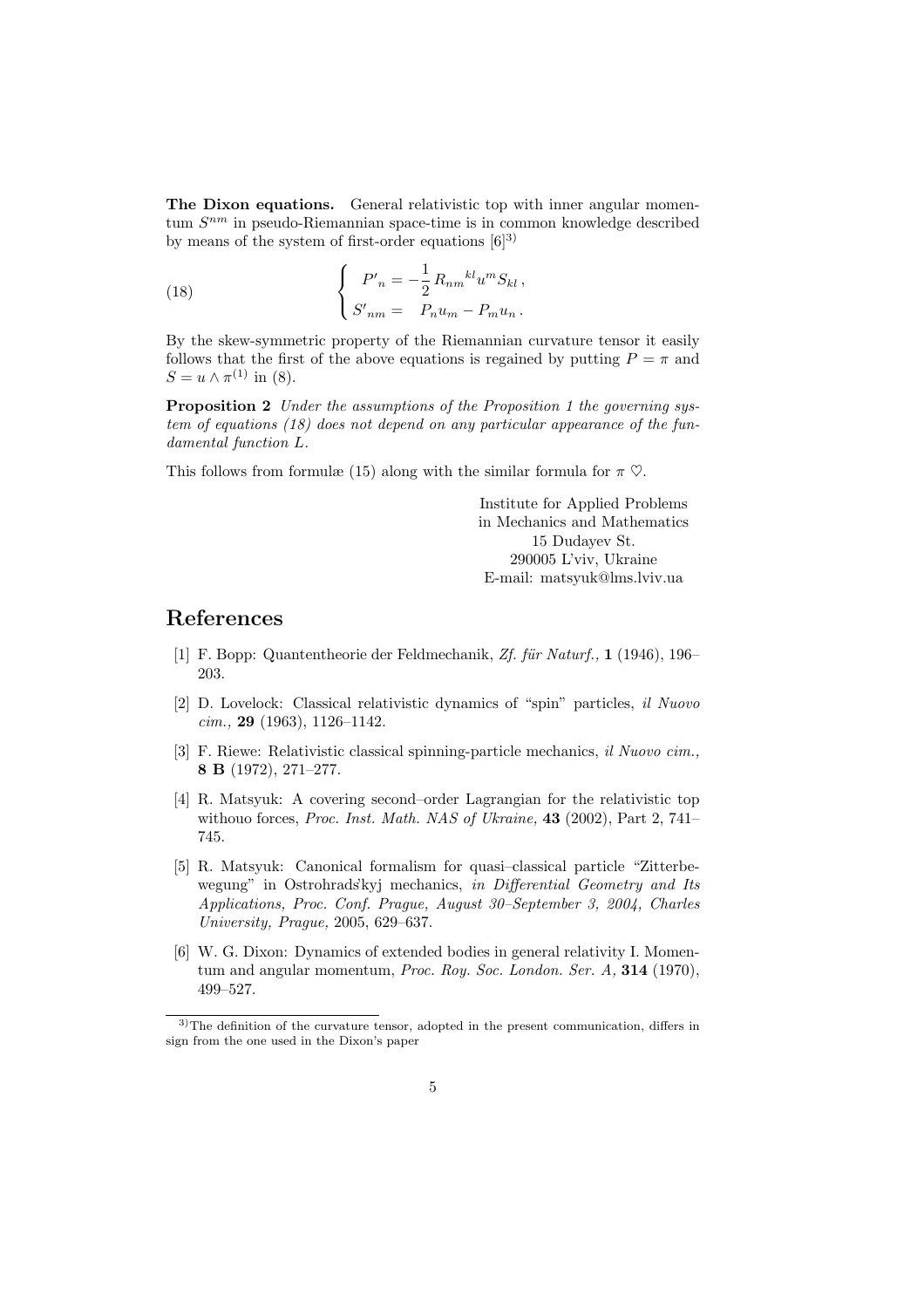**The Dixon equations.** General relativistic top with inner angular momentum $S^{nm}$ in pseudo-Riemannian space-time is in common knowledge described by means of the system of first-order equations [6][3)]

$$
\left\{
\begin{aligned}
P'_n &= -\frac{1}{2}\, R_{nm}{}^{kl} u^m S_{kl}\,, \\
S'_{nm} &= \quad P_n u_m - P_m u_n\,.
\end{aligned}
\right.
\tag{18}
$$

By the skew-symmetric property of the Riemannian curvature tensor it easily follows that the first of the above equations is regained by putting $P = \pi$ and $S = u \wedge \pi^{(1)}$ in (8).

**Proposition 2** *Under the assumptions of the Proposition 1 the governing system of equations (18) does not depend on any particular appearance of the fundamental function $L$.*

This follows from formulæ (15) along with the similar formula for $\pi$ ♡.

Institute for Applied Problems  
in Mechanics and Mathematics  
15 Dudayev St.  
290005 L'viv, Ukraine  
E-mail: matsyuk@lms.lviv.ua

## References

[1] F. Bopp: Quantentheorie der Feldmechanik, *Zf. für Naturf.,* **1** (1946), 196–203.

[2] D. Lovelock: Classical relativistic dynamics of "spin" particles, *il Nuovo cim.,* **29** (1963), 1126–1142.

[3] F. Riewe: Relativistic classical spinning-particle mechanics, *il Nuovo cim.,* **8 B** (1972), 271–277.

[4] R. Matsyuk: A covering second–order Lagrangian for the relativistic top withouo forces, *Proc. Inst. Math. NAS of Ukraine,* **43** (2002), Part 2, 741–745.

[5] R. Matsyuk: Canonical formalism for quasi–classical particle "Zitterbewegung" in Ostrohrads'kyj mechanics, *in Differential Geometry and Its Applications, Proc. Conf. Prague, August 30–September 3, 2004, Charles University, Prague,* 2005, 629–637.

[6] W. G. Dixon: Dynamics of extended bodies in general relativity I. Momentum and angular momentum, *Proc. Roy. Soc. London. Ser. A,* **314** (1970), 499–527.

---

3) The definition of the curvature tensor, adopted in the present communication, differs in sign from the one used in the Dixon's paper